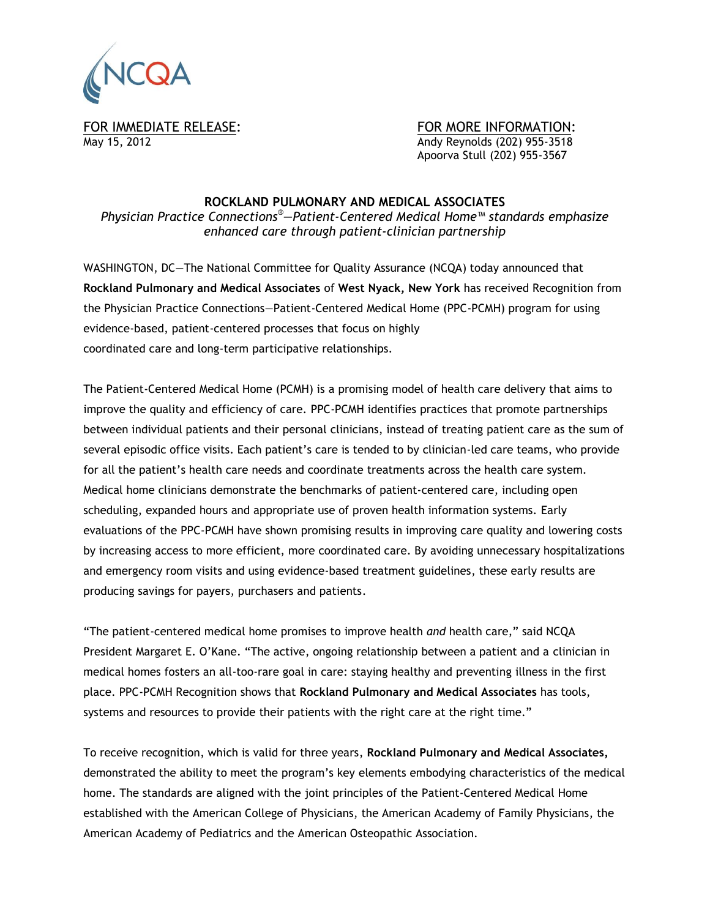NCQA

FOR IMMEDIATE RELEASE:
May 15, 2012

FOR MORE INFORMATION:
Andy Reynolds (202) 955-3518
Apoorva Stull (202) 955-3567

## ROCKLAND PULMONARY AND MEDICAL ASSOCIATES

*Physician Practice Connections®—Patient-Centered Medical Home™ standards emphasize enhanced care through patient-clinician partnership*

WASHINGTON, DC—The National Committee for Quality Assurance (NCQA) today announced that **Rockland Pulmonary and Medical Associates** of **West Nyack, New York** has received Recognition from the Physician Practice Connections—Patient-Centered Medical Home (PPC-PCMH) program for using evidence-based, patient-centered processes that focus on highly coordinated care and long-term participative relationships.

The Patient-Centered Medical Home (PCMH) is a promising model of health care delivery that aims to improve the quality and efficiency of care. PPC-PCMH identifies practices that promote partnerships between individual patients and their personal clinicians, instead of treating patient care as the sum of several episodic office visits. Each patient's care is tended to by clinician-led care teams, who provide for all the patient's health care needs and coordinate treatments across the health care system. Medical home clinicians demonstrate the benchmarks of patient-centered care, including open scheduling, expanded hours and appropriate use of proven health information systems. Early evaluations of the PPC-PCMH have shown promising results in improving care quality and lowering costs by increasing access to more efficient, more coordinated care. By avoiding unnecessary hospitalizations and emergency room visits and using evidence-based treatment guidelines, these early results are producing savings for payers, purchasers and patients.

"The patient-centered medical home promises to improve health *and* health care," said NCQA President Margaret E. O'Kane. "The active, ongoing relationship between a patient and a clinician in medical homes fosters an all-too-rare goal in care: staying healthy and preventing illness in the first place. PPC-PCMH Recognition shows that **Rockland Pulmonary and Medical Associates** has tools, systems and resources to provide their patients with the right care at the right time."

To receive recognition, which is valid for three years, **Rockland Pulmonary and Medical Associates,** demonstrated the ability to meet the program's key elements embodying characteristics of the medical home. The standards are aligned with the joint principles of the Patient-Centered Medical Home established with the American College of Physicians, the American Academy of Family Physicians, the American Academy of Pediatrics and the American Osteopathic Association.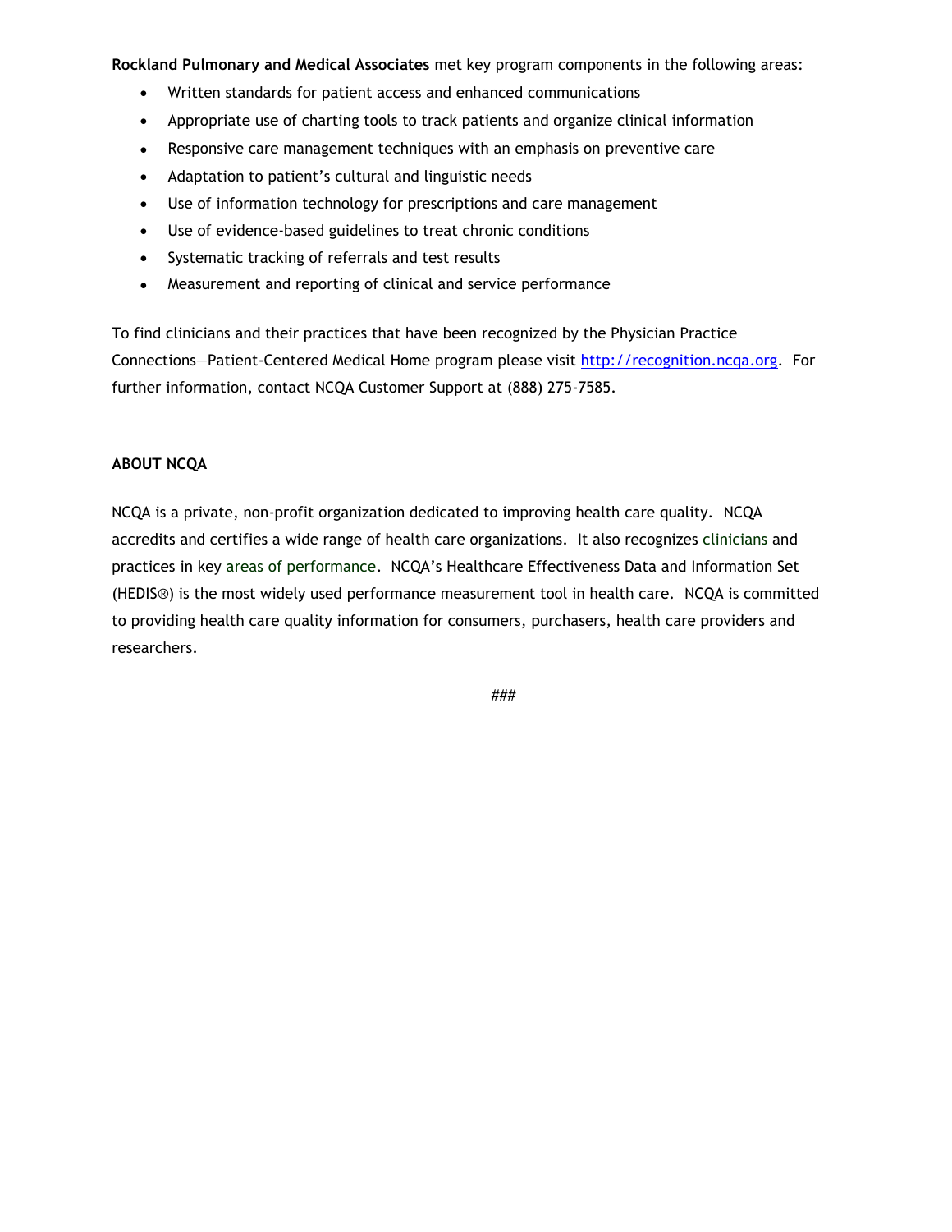**Rockland Pulmonary and Medical Associates** met key program components in the following areas:

- Written standards for patient access and enhanced communications
- Appropriate use of charting tools to track patients and organize clinical information
- Responsive care management techniques with an emphasis on preventive care
- Adaptation to patient's cultural and linguistic needs
- Use of information technology for prescriptions and care management
- Use of evidence-based guidelines to treat chronic conditions
- Systematic tracking of referrals and test results
- Measurement and reporting of clinical and service performance

To find clinicians and their practices that have been recognized by the Physician Practice Connections—Patient-Centered Medical Home program please visit http://recognition.ncqa.org. For further information, contact NCQA Customer Support at (888) 275-7585.

**ABOUT NCQA**

NCQA is a private, non-profit organization dedicated to improving health care quality. NCQA accredits and certifies a wide range of health care organizations. It also recognizes clinicians and practices in key areas of performance. NCQA's Healthcare Effectiveness Data and Information Set (HEDIS®) is the most widely used performance measurement tool in health care. NCQA is committed to providing health care quality information for consumers, purchasers, health care providers and researchers.

###